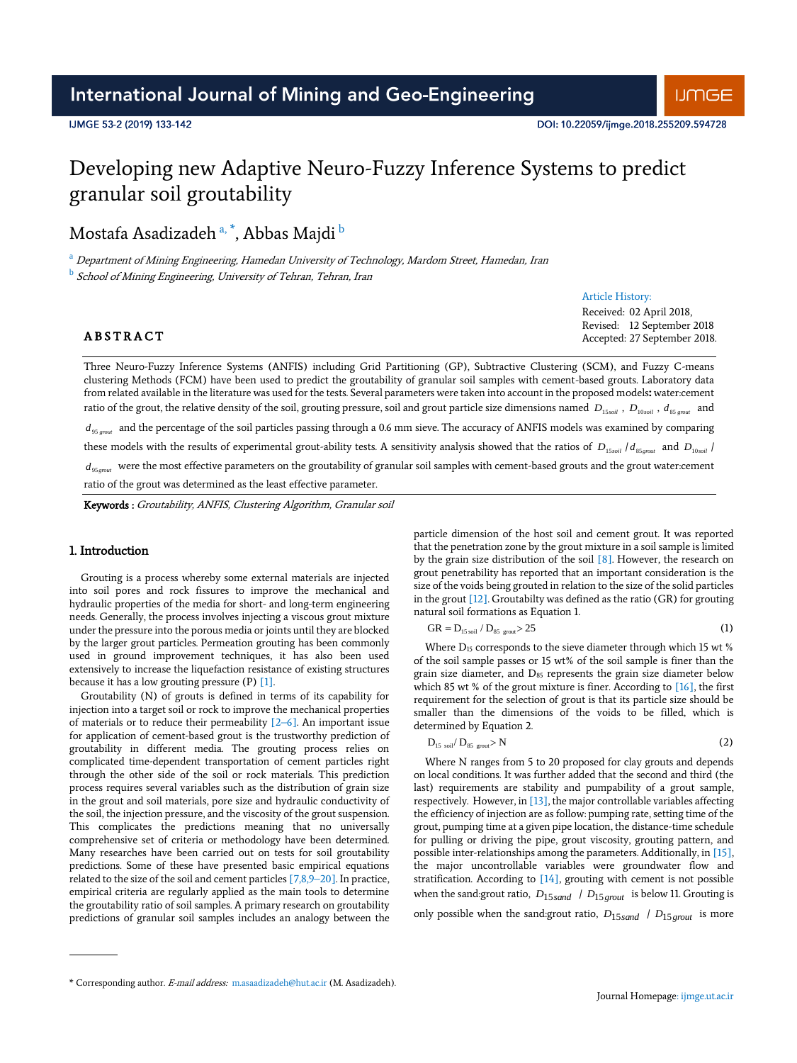# Developing new Adaptive Neuro-Fuzzy Inference Systems to predict granular soil groutability

Mostafa Asadizadeh [a, *], Abbas Majdi [b]

[a] *Department of Mining Engineering, Hamedan University of Technology, Mardom Street, Hamedan, Iran*

[b] *School of Mining Engineering, University of Tehran, Tehran, Iran*

Article History:
Received: 02 April 2018,
Revised: 12 September 2018
Accepted: 27 September 2018.

## ABSTRACT

Three Neuro-Fuzzy Inference Systems (ANFIS) including Grid Partitioning (GP), Subtractive Clustering (SCM), and Fuzzy C-means clustering Methods (FCM) have been used to predict the groutability of granular soil samples with cement-based grouts. Laboratory data from related available in the literature was used for the tests. Several parameters were taken into account in the proposed models**:** water:cement ratio of the grout, the relative density of the soil, grouting pressure, soil and grout particle size dimensions named $D_{15soil}$ , $D_{10soil}$ , $d_{85\,grout}$ and $d_{95\,grout}$ and the percentage of the soil particles passing through a 0.6 mm sieve. The accuracy of ANFIS models was examined by comparing these models with the results of experimental grout-ability tests. A sensitivity analysis showed that the ratios of $D_{15soil}$ / $d_{85grout}$ and $D_{10soil}$ / $d_{95grout}$ were the most effective parameters on the groutability of granular soil samples with cement-based grouts and the grout water:cement ratio of the grout was determined as the least effective parameter.

**Keywords :** *Groutability, ANFIS, Clustering Algorithm, Granular soil*

## 1. Introduction

Grouting is a process whereby some external materials are injected into soil pores and rock fissures to improve the mechanical and hydraulic properties of the media for short- and long-term engineering needs. Generally, the process involves injecting a viscous grout mixture under the pressure into the porous media or joints until they are blocked by the larger grout particles. Permeation grouting has been commonly used in ground improvement techniques, it has also been used extensively to increase the liquefaction resistance of existing structures because it has a low grouting pressure (P) [1].

Groutability (N) of grouts is defined in terms of its capability for injection into a target soil or rock to improve the mechanical properties of materials or to reduce their permeability [2–6]. An important issue for application of cement-based grout is the trustworthy prediction of groutability in different media. The grouting process relies on complicated time-dependent transportation of cement particles right through the other side of the soil or rock materials. This prediction process requires several variables such as the distribution of grain size in the grout and soil materials, pore size and hydraulic conductivity of the soil, the injection pressure, and the viscosity of the grout suspension. This complicates the predictions meaning that no universally comprehensive set of criteria or methodology have been determined. Many researches have been carried out on tests for soil groutability predictions. Some of these have presented basic empirical equations related to the size of the soil and cement particles [7,8,9–20]. In practice, empirical criteria are regularly applied as the main tools to determine the groutability ratio of soil samples. A primary research on groutability predictions of granular soil samples includes an analogy between the particle dimension of the host soil and cement grout. It was reported that the penetration zone by the grout mixture in a soil sample is limited by the grain size distribution of the soil [8]. However, the research on grout penetrability has reported that an important consideration is the size of the voids being grouted in relation to the size of the solid particles in the grout [12]. Groutabilty was defined as the ratio (GR) for grouting natural soil formations as Equation 1.

$$GR = D_{15\,soil} / D_{85\,grout} > 25 \tag{1}$$

Where $D_{15}$ corresponds to the sieve diameter through which 15 wt % of the soil sample passes or 15 wt% of the soil sample is finer than the grain size diameter, and $D_{85}$ represents the grain size diameter below which 85 wt % of the grout mixture is finer. According to [16], the first requirement for the selection of grout is that its particle size should be smaller than the dimensions of the voids to be filled, which is determined by Equation 2.

$$D_{15\,soil} / D_{85\,grout} > N \tag{2}$$

Where N ranges from 5 to 20 proposed for clay grouts and depends on local conditions. It was further added that the second and third (the last) requirements are stability and pumpability of a grout sample, respectively. However, in [13], the major controllable variables affecting the efficiency of injection are as follow: pumping rate, setting time of the grout, pumping time at a given pipe location, the distance-time schedule for pulling or driving the pipe, grout viscosity, grouting pattern, and possible inter-relationships among the parameters. Additionally, in [15], the major uncontrollable variables were groundwater flow and stratification. According to [14], grouting with cement is not possible when the sand:grout ratio, $D_{15sand}$ / $D_{15grout}$ is below 11. Grouting is only possible when the sand:grout ratio, $D_{15sand}$ / $D_{15grout}$ is more

---

\* Corresponding author. *E-mail address:* m.asaadizadeh@hut.ac.ir (M. Asadizadeh).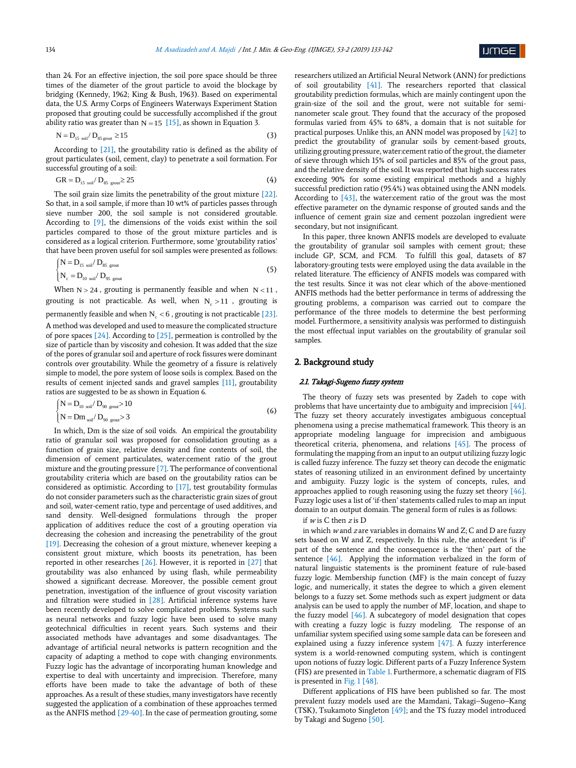than 24. For an effective injection, the soil pore space should be three times of the diameter of the grout particle to avoid the blockage by bridging (Kennedy, 1962; King & Bush, 1963). Based on experimental data, the U.S. Army Corps of Engineers Waterways Experiment Station proposed that grouting could be successfully accomplished if the grout ability ratio was greater than $N = 15$ [15], as shown in Equation 3.

$$N = D_{15\ soil} / D_{85\ grout} \geq 15 \tag{3}$$

According to [21], the groutability ratio is defined as the ability of grout particulates (soil, cement, clay) to penetrate a soil formation. For successful grouting of a soil:

$$GR = D_{15\ soil} / D_{85\ grout} \geq 25 \tag{4}$$

The soil grain size limits the penetrability of the grout mixture [22]. So that, in a soil sample, if more than 10 wt% of particles passes through sieve number 200, the soil sample is not considered groutable. According to [9], the dimensions of the voids exist within the soil particles compared to those of the grout mixture particles and is considered as a logical criterion. Furthermore, some 'groutability ratios' that have been proven useful for soil samples were presented as follows:

$$\begin{cases} N = D_{15\ soil} / D_{85\ grout} \\ N_c = D_{10\ soil} / D_{95\ grout} \end{cases} \tag{5}$$

When $N > 24$, grouting is permanently feasible and when $N < 11$, grouting is not practicable. As well, when $N_c > 11$, grouting is permanently feasible and when $N_c < 6$, grouting is not practicable [23]. A method was developed and used to measure the complicated structure of pore spaces [24]. According to [25], permeation is controlled by the size of particle than by viscosity and cohesion. It was added that the size of the pores of granular soil and aperture of rock fissures were dominant controls over groutability. While the geometry of a fissure is relatively simple to model, the pore system of loose soils is complex. Based on the results of cement injected sands and gravel samples [11], groutability ratios are suggested to be as shown in Equation 6.

$$\begin{cases} N = D_{10\ soil} / D_{90\ grout} > 10 \\ N = Dm_{\ soil} / D_{90\ grout} > 3 \end{cases} \tag{6}$$

In which, Dm is the size of soil voids. An empirical the groutability ratio of granular soil was proposed for consolidation grouting as a function of grain size, relative density and fine contents of soil, the dimension of cement particulates, water:cement ratio of the grout mixture and the grouting pressure [7]. The performance of conventional groutability criteria which are based on the groutability ratios can be considered as optimistic. According to [17], test groutability formulas do not consider parameters such as the characteristic grain sizes of grout and soil, water-cement ratio, type and percentage of used additives, and sand density. Well-designed formulations through the proper application of additives reduce the cost of a grouting operation via decreasing the cohesion and increasing the penetrability of the grout [19]. Decreasing the cohesion of a grout mixture, whenever keeping a consistent grout mixture, which boosts its penetration, has been reported in other researches [26]. However, it is reported in [27] that groutability was also enhanced by using flash, while permeability showed a significant decrease. Moreover, the possible cement grout penetration, investigation of the influence of grout viscosity variation and filtration were studied in [28]. Artificial inference systems have been recently developed to solve complicated problems. Systems such as neural networks and fuzzy logic have been used to solve many geotechnical difficulties in recent years. Such systems and their associated methods have advantages and some disadvantages. The advantage of artificial neural networks is pattern recognition and the capacity of adapting a method to cope with changing environments. Fuzzy logic has the advantage of incorporating human knowledge and expertise to deal with uncertainty and imprecision. Therefore, many efforts have been made to take the advantage of both of these approaches. As a result of these studies, many investigators have recently suggested the application of a combination of these approaches termed as the ANFIS method [29-40]. In the case of permeation grouting, some researchers utilized an Artificial Neural Network (ANN) for predictions of soil groutability [41]. The researchers reported that classical groutability prediction formulas, which are mainly contingent upon the grain-size of the soil and the grout, were not suitable for semi-nanometer scale grout. They found that the accuracy of the proposed formulas varied from 45% to 68%, a domain that is not suitable for practical purposes. Unlike this, an ANN model was proposed by [42] to predict the groutability of granular soils by cement-based grouts, utilizing grouting pressure, water:cement ratio of the grout, the diameter of sieve through which 15% of soil particles and 85% of the grout pass, and the relative density of the soil. It was reported that high success rates exceeding 90% for some existing empirical methods and a highly successful prediction ratio (95.4%) was obtained using the ANN models. According to [43], the water:cement ratio of the grout was the most effective parameter on the dynamic response of grouted sands and the influence of cement grain size and cement pozzolan ingredient were secondary, but not insignificant.

In this paper, three known ANFIS models are developed to evaluate the groutability of granular soil samples with cement grout; these include GP, SCM, and FCM. To fulfill this goal, datasets of 87 laboratory-grouting tests were employed using the data available in the related literature. The efficiency of ANFIS models was compared with the test results. Since it was not clear which of the above-mentioned ANFIS methods had the better performance in terms of addressing the grouting problems, a comparison was carried out to compare the performance of the three models to determine the best performing model. Furthermore, a sensitivity analysis was performed to distinguish the most effectual input variables on the groutability of granular soil samples.

## 2. Background study

### 2.1. Takagi-Sugeno fuzzy system

The theory of fuzzy sets was presented by Zadeh to cope with problems that have uncertainty due to ambiguity and imprecision [44]. The fuzzy set theory accurately investigates ambiguous conceptual phenomena using a precise mathematical framework. This theory is an appropriate modeling language for imprecision and ambiguous theoretical criteria, phenomena, and relations [45]. The process of formulating the mapping from an input to an output utilizing fuzzy logic is called fuzzy inference. The fuzzy set theory can decode the enigmatic states of reasoning utilized in an environment defined by uncertainty and ambiguity. Fuzzy logic is the system of concepts, rules, and approaches applied to rough reasoning using the fuzzy set theory [46]. Fuzzy logic uses a list of 'if-then' statements called rules to map an input domain to an output domain. The general form of rules is as follows:

if $w$ is C then $z$ is D

in which $w$ and $z$ are variables in domains W and Z; C and D are fuzzy sets based on W and Z, respectively. In this rule, the antecedent 'is if' part of the sentence and the consequence is the 'then' part of the sentence [46]. Applying the information verbalized in the form of natural linguistic statements is the prominent feature of rule-based fuzzy logic. Membership function (MF) is the main concept of fuzzy logic, and numerically, it states the degree to which a given element belongs to a fuzzy set. Some methods such as expert judgment or data analysis can be used to apply the number of MF, location, and shape to the fuzzy model [46]. A subcategory of model designation that copes with creating a fuzzy logic is fuzzy modeling. The response of an unfamiliar system specified using some sample data can be foreseen and explained using a fuzzy inference system [47]. A fuzzy interference system is a world-renowned computing system, which is contingent upon notions of fuzzy logic. Different parts of a Fuzzy Inference System (FIS) are presented in Table 1. Furthermore, a schematic diagram of FIS is presented in Fig. 1 [48].

Different applications of FIS have been published so far. The most prevalent fuzzy models used are the Mamdani, Takagi–Sugeno–Kang (TSK), Tsukamoto Singleton [49]; and the TS fuzzy model introduced by Takagi and Sugeno [50].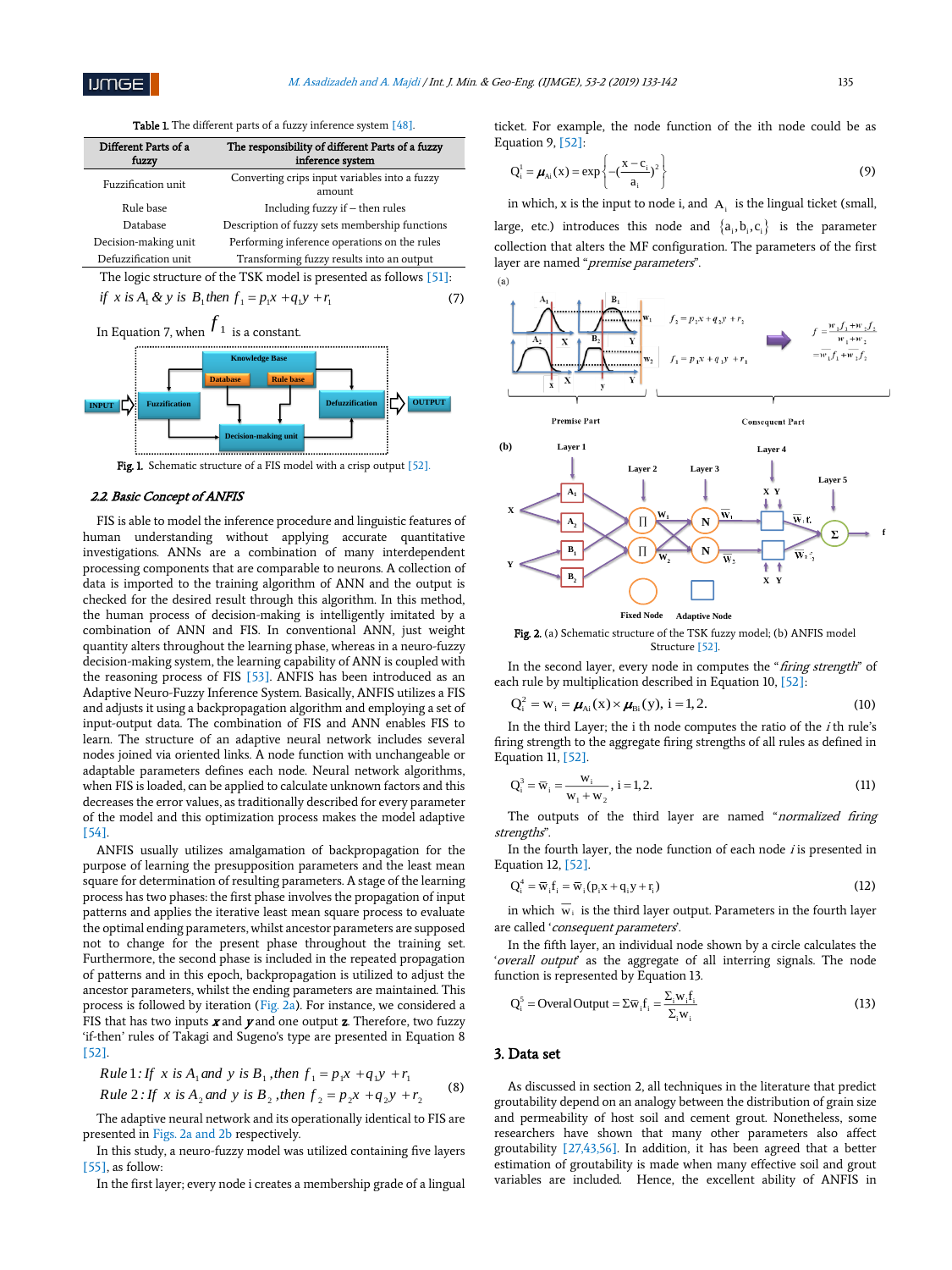Table 1. The different parts of a fuzzy inference system [48].

| Different Parts of a fuzzy | The responsibility of different Parts of a fuzzy inference system |
|---|---|
| Fuzzification unit | Converting crips input variables into a fuzzy amount |
| Rule base | Including fuzzy if – then rules |
| Database | Description of fuzzy sets membership functions |
| Decision-making unit | Performing inference operations on the rules |
| Defuzzification unit | Transforming fuzzy results into an output |

The logic structure of the TSK model is presented as follows [51]:

$$\text{if } x \text{ is } A_1 \,\&\, y \text{ is } B_1 \text{ then } f_1 = p_1 x + q_1 y + r_1 \tag{7}$$

In Equation 7, when $f_1$ is a constant.

Fig. 1. Schematic structure of a FIS model with a crisp output [52].

### 2.2. Basic Concept of ANFIS

FIS is able to model the inference procedure and linguistic features of human understanding without applying accurate quantitative investigations. ANNs are a combination of many interdependent processing components that are comparable to neurons. A collection of data is imported to the training algorithm of ANN and the output is checked for the desired result through this algorithm. In this method, the human process of decision-making is intelligently imitated by a combination of ANN and FIS. In conventional ANN, just weight quantity alters throughout the learning phase, whereas in a neuro-fuzzy decision-making system, the learning capability of ANN is coupled with the reasoning process of FIS [53]. ANFIS has been introduced as an Adaptive Neuro-Fuzzy Inference System. Basically, ANFIS utilizes a FIS and adjusts it using a backpropagation algorithm and employing a set of input-output data. The combination of FIS and ANN enables FIS to learn. The structure of an adaptive neural network includes several nodes joined via oriented links. A node function with unchangeable or adaptable parameters defines each node. Neural network algorithms, when FIS is loaded, can be applied to calculate unknown factors and this decreases the error values, as traditionally described for every parameter of the model and this optimization process makes the model adaptive [54].

ANFIS usually utilizes amalgamation of backpropagation for the purpose of learning the presupposition parameters and the least mean square for determination of resulting parameters. A stage of the learning process has two phases: the first phase involves the propagation of input patterns and applies the iterative least mean square process to evaluate the optimal ending parameters, whilst ancestor parameters are supposed not to change for the present phase throughout the training set. Furthermore, the second phase is included in the repeated propagation of patterns and in this epoch, backpropagation is utilized to adjust the ancestor parameters, whilst the ending parameters are maintained. This process is followed by iteration (Fig. 2a). For instance, we considered a FIS that has two inputs $x$ and $y$ and one output $z$. Therefore, two fuzzy 'if-then' rules of Takagi and Sugeno's type are presented in Equation 8 [52].

$$\begin{aligned} &Rule\ 1: If\ \ x\ is\ A_1\ and\ \ y\ is\ B_1\ , then\ f_1 = p_1 x + q_1 y + r_1 \\ &Rule\ 2: If\ \ x\ is\ A_2\ and\ \ y\ is\ B_2\ , then\ f_2 = p_2 x + q_2 y + r_2 \end{aligned} \tag{8}$$

The adaptive neural network and its operationally identical to FIS are presented in Figs. 2a and 2b respectively.

In this study, a neuro-fuzzy model was utilized containing five layers [55], as follow:

In the first layer; every node i creates a membership grade of a lingual ticket. For example, the node function of the ith node could be as Equation 9, [52]:

$$Q_i^1 = \mu_{Ai}(x) = \exp\left\{-\left(\frac{x - c_i}{a_i}\right)^2\right\} \tag{9}$$

in which, x is the input to node i, and $A_i$ is the lingual ticket (small, large, etc.) introduces this node and $\{a_i, b_i, c_i\}$ is the parameter collection that alters the MF configuration. The parameters of the first layer are named "*premise parameters*".

Fig. 2. (a) Schematic structure of the TSK fuzzy model; (b) ANFIS model Structure [52].

In the second layer, every node in computes the "*firing strength*" of each rule by multiplication described in Equation 10, [52]:

$$Q_i^2 = w_i = \mu_{Ai}(x) \times \mu_{Bi}(y),\ i = 1, 2. \tag{10}$$

In the third Layer; the i th node computes the ratio of the $i$ th rule's firing strength to the aggregate firing strengths of all rules as defined in Equation 11, [52].

$$Q_i^3 = \bar{w}_i = \frac{w_i}{w_1 + w_2},\ i = 1, 2. \tag{11}$$

The outputs of the third layer are named "*normalized firing strengths*".

In the fourth layer, the node function of each node $i$ is presented in Equation 12, [52].

$$Q_i^4 = \bar{w}_i f_i = \bar{w}_i (p_i x + q_i y + r_i) \tag{12}$$

in which $\bar{w}_i$ is the third layer output. Parameters in the fourth layer are called '*consequent parameters*'.

In the fifth layer, an individual node shown by a circle calculates the '*overall output*' as the aggregate of all interring signals. The node function is represented by Equation 13.

$$Q_i^5 = \text{Overal Output} = \Sigma \bar{w}_i f_i = \frac{\Sigma_i w_i f_i}{\Sigma_i w_i} \tag{13}$$

## 3. Data set

As discussed in section 2, all techniques in the literature that predict groutability depend on an analogy between the distribution of grain size and permeability of host soil and cement grout. Nonetheless, some researchers have shown that many other parameters also affect groutability [27,43,56]. In addition, it has been agreed that a better estimation of groutability is made when many effective soil and grout variables are included. Hence, the excellent ability of ANFIS in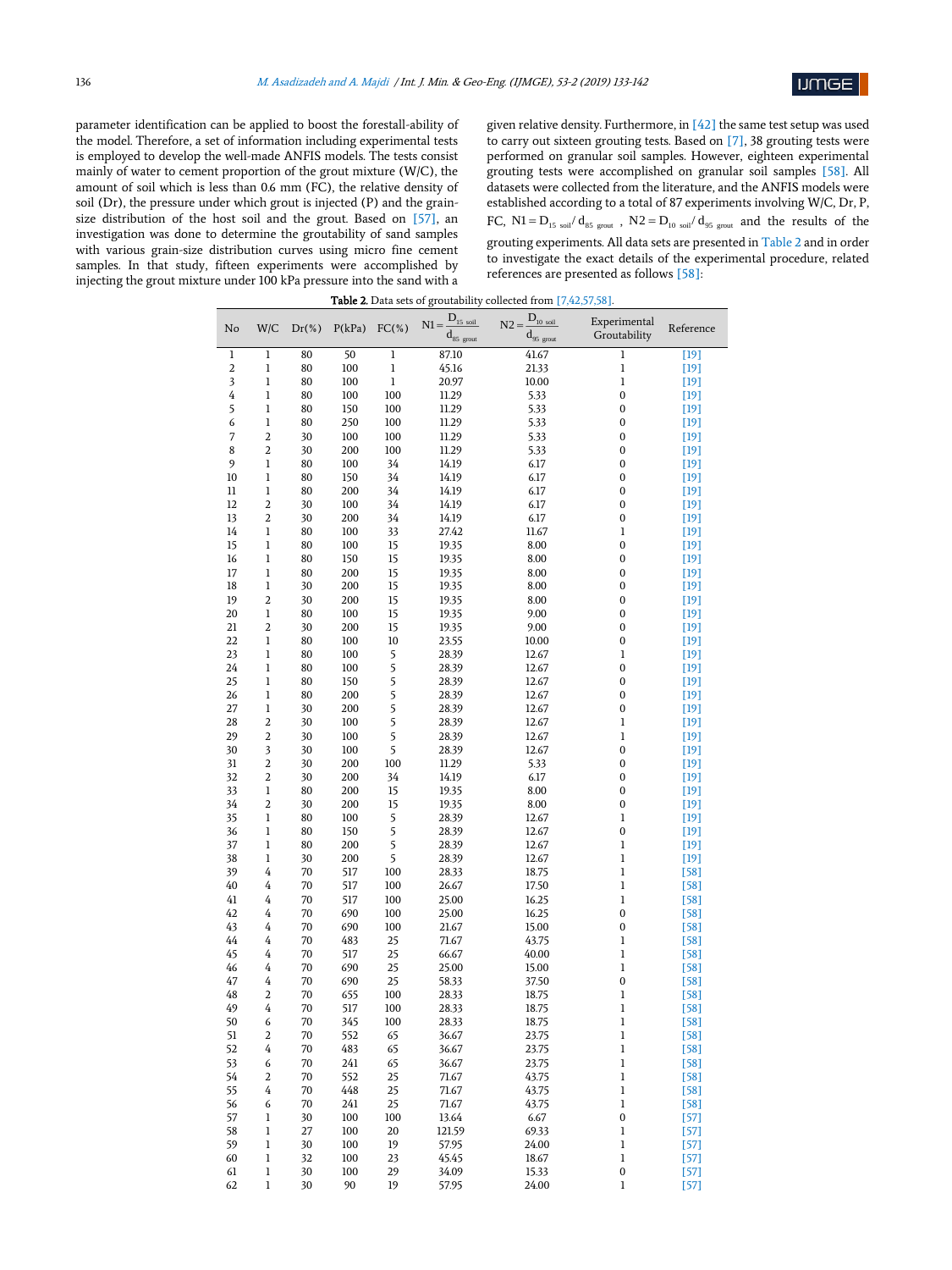parameter identification can be applied to boost the forestall-ability of the model. Therefore, a set of information including experimental tests is employed to develop the well-made ANFIS models. The tests consist mainly of water to cement proportion of the grout mixture (W/C), the amount of soil which is less than 0.6 mm (FC), the relative density of soil (Dr), the pressure under which grout is injected (P) and the grain-size distribution of the host soil and the grout. Based on [57], an investigation was done to determine the groutability of sand samples with various grain-size distribution curves using micro fine cement samples. In that study, fifteen experiments were accomplished by injecting the grout mixture under 100 kPa pressure into the sand with a given relative density. Furthermore, in [42] the same test setup was used to carry out sixteen grouting tests. Based on [7], 38 grouting tests were performed on granular soil samples. However, eighteen experimental grouting tests were accomplished on granular soil samples [58]. All datasets were collected from the literature, and the ANFIS models were established according to a total of 87 experiments involving W/C, Dr, P, FC, $N1 = D_{15\ soil} / d_{85\ grout}$ , $N2 = D_{10\ soil} / d_{95\ grout}$ and the results of the grouting experiments. All data sets are presented in Table 2 and in order to investigate the exact details of the experimental procedure, related references are presented as follows [58]:

**Table 2.** Data sets of groutability collected from [7,42,57,58].

| No | W/C | Dr(%) | P(kPa) | FC(%) | $N1=\frac{D_{15\ soil}}{d_{85\ grout}}$ | $N2=\frac{D_{10\ soil}}{d_{95\ grout}}$ | Experimental Groutability | Reference |
|---|---|---|---|---|---|---|---|---|
| 1 | 1 | 80 | 50 | 1 | 87.10 | 41.67 | 1 | [19] |
| 2 | 1 | 80 | 100 | 1 | 45.16 | 21.33 | 1 | [19] |
| 3 | 1 | 80 | 100 | 1 | 20.97 | 10.00 | 1 | [19] |
| 4 | 1 | 80 | 100 | 100 | 11.29 | 5.33 | 0 | [19] |
| 5 | 1 | 80 | 150 | 100 | 11.29 | 5.33 | 0 | [19] |
| 6 | 1 | 80 | 250 | 100 | 11.29 | 5.33 | 0 | [19] |
| 7 | 2 | 30 | 100 | 100 | 11.29 | 5.33 | 0 | [19] |
| 8 | 2 | 30 | 200 | 100 | 11.29 | 5.33 | 0 | [19] |
| 9 | 1 | 80 | 100 | 34 | 14.19 | 6.17 | 0 | [19] |
| 10 | 1 | 80 | 150 | 34 | 14.19 | 6.17 | 0 | [19] |
| 11 | 1 | 80 | 200 | 34 | 14.19 | 6.17 | 0 | [19] |
| 12 | 2 | 30 | 100 | 34 | 14.19 | 6.17 | 0 | [19] |
| 13 | 2 | 30 | 200 | 34 | 14.19 | 6.17 | 0 | [19] |
| 14 | 1 | 80 | 100 | 33 | 27.42 | 11.67 | 1 | [19] |
| 15 | 1 | 80 | 100 | 15 | 19.35 | 8.00 | 0 | [19] |
| 16 | 1 | 80 | 150 | 15 | 19.35 | 8.00 | 0 | [19] |
| 17 | 1 | 80 | 200 | 15 | 19.35 | 8.00 | 0 | [19] |
| 18 | 1 | 30 | 200 | 15 | 19.35 | 8.00 | 0 | [19] |
| 19 | 2 | 30 | 200 | 15 | 19.35 | 8.00 | 0 | [19] |
| 20 | 1 | 80 | 100 | 15 | 19.35 | 9.00 | 0 | [19] |
| 21 | 2 | 30 | 200 | 15 | 19.35 | 9.00 | 0 | [19] |
| 22 | 1 | 80 | 100 | 10 | 23.55 | 10.00 | 0 | [19] |
| 23 | 1 | 80 | 100 | 5 | 28.39 | 12.67 | 1 | [19] |
| 24 | 1 | 80 | 100 | 5 | 28.39 | 12.67 | 0 | [19] |
| 25 | 1 | 80 | 150 | 5 | 28.39 | 12.67 | 0 | [19] |
| 26 | 1 | 80 | 200 | 5 | 28.39 | 12.67 | 0 | [19] |
| 27 | 1 | 30 | 200 | 5 | 28.39 | 12.67 | 0 | [19] |
| 28 | 2 | 30 | 100 | 5 | 28.39 | 12.67 | 1 | [19] |
| 29 | 2 | 30 | 100 | 5 | 28.39 | 12.67 | 1 | [19] |
| 30 | 3 | 30 | 100 | 5 | 28.39 | 12.67 | 0 | [19] |
| 31 | 2 | 30 | 200 | 100 | 11.29 | 5.33 | 0 | [19] |
| 32 | 2 | 30 | 200 | 34 | 14.19 | 6.17 | 0 | [19] |
| 33 | 1 | 80 | 200 | 15 | 19.35 | 8.00 | 0 | [19] |
| 34 | 2 | 30 | 200 | 15 | 19.35 | 8.00 | 0 | [19] |
| 35 | 1 | 80 | 100 | 5 | 28.39 | 12.67 | 1 | [19] |
| 36 | 1 | 80 | 150 | 5 | 28.39 | 12.67 | 0 | [19] |
| 37 | 1 | 80 | 200 | 5 | 28.39 | 12.67 | 1 | [19] |
| 38 | 1 | 30 | 200 | 5 | 28.39 | 12.67 | 1 | [19] |
| 39 | 4 | 70 | 517 | 100 | 28.33 | 18.75 | 1 | [58] |
| 40 | 4 | 70 | 517 | 100 | 26.67 | 17.50 | 1 | [58] |
| 41 | 4 | 70 | 517 | 100 | 25.00 | 16.25 | 1 | [58] |
| 42 | 4 | 70 | 690 | 100 | 25.00 | 16.25 | 0 | [58] |
| 43 | 4 | 70 | 690 | 100 | 21.67 | 15.00 | 0 | [58] |
| 44 | 4 | 70 | 483 | 25 | 71.67 | 43.75 | 1 | [58] |
| 45 | 4 | 70 | 517 | 25 | 66.67 | 40.00 | 1 | [58] |
| 46 | 4 | 70 | 690 | 25 | 25.00 | 15.00 | 1 | [58] |
| 47 | 4 | 70 | 690 | 25 | 58.33 | 37.50 | 0 | [58] |
| 48 | 2 | 70 | 655 | 100 | 28.33 | 18.75 | 1 | [58] |
| 49 | 4 | 70 | 517 | 100 | 28.33 | 18.75 | 1 | [58] |
| 50 | 6 | 70 | 345 | 100 | 28.33 | 18.75 | 1 | [58] |
| 51 | 2 | 70 | 552 | 65 | 36.67 | 23.75 | 1 | [58] |
| 52 | 4 | 70 | 483 | 65 | 36.67 | 23.75 | 1 | [58] |
| 53 | 6 | 70 | 241 | 65 | 36.67 | 23.75 | 1 | [58] |
| 54 | 2 | 70 | 552 | 25 | 71.67 | 43.75 | 1 | [58] |
| 55 | 4 | 70 | 448 | 25 | 71.67 | 43.75 | 1 | [58] |
| 56 | 6 | 70 | 241 | 25 | 71.67 | 43.75 | 1 | [58] |
| 57 | 1 | 30 | 100 | 100 | 13.64 | 6.67 | 0 | [57] |
| 58 | 1 | 27 | 100 | 20 | 121.59 | 69.33 | 1 | [57] |
| 59 | 1 | 30 | 100 | 19 | 57.95 | 24.00 | 1 | [57] |
| 60 | 1 | 32 | 100 | 23 | 45.45 | 18.67 | 1 | [57] |
| 61 | 1 | 30 | 100 | 29 | 34.09 | 15.33 | 0 | [57] |
| 62 | 1 | 30 | 90 | 19 | 57.95 | 24.00 | 1 | [57] |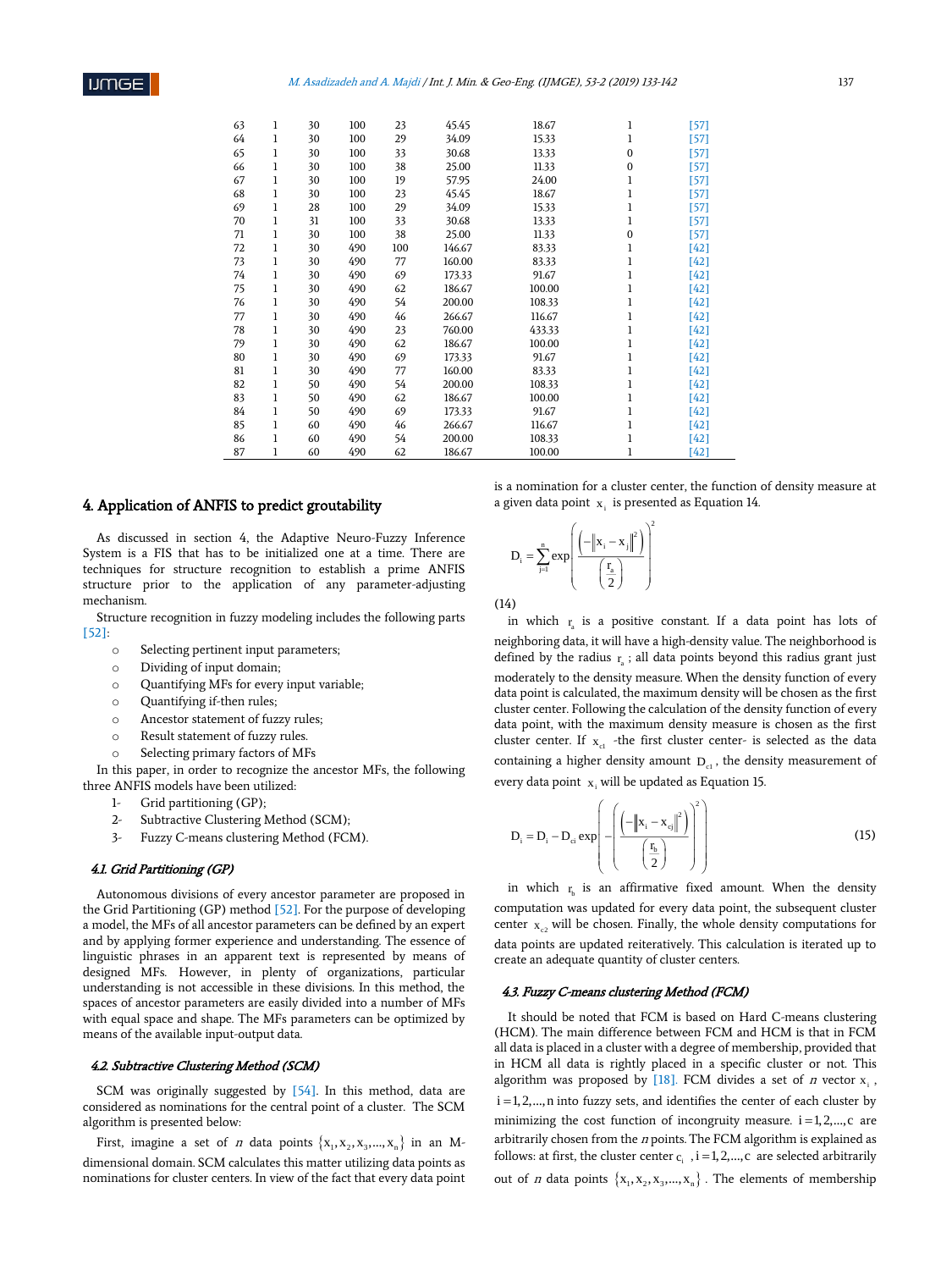| 63 | 1 | 30 | 100 | 23 | 45.45 | 18.67 | 1 | [57] |
|---|---|---|---|---|---|---|---|---|
| 64 | 1 | 30 | 100 | 29 | 34.09 | 15.33 | 1 | [57] |
| 65 | 1 | 30 | 100 | 33 | 30.68 | 13.33 | 0 | [57] |
| 66 | 1 | 30 | 100 | 38 | 25.00 | 11.33 | 0 | [57] |
| 67 | 1 | 30 | 100 | 19 | 57.95 | 24.00 | 1 | [57] |
| 68 | 1 | 30 | 100 | 23 | 45.45 | 18.67 | 1 | [57] |
| 69 | 1 | 28 | 100 | 29 | 34.09 | 15.33 | 1 | [57] |
| 70 | 1 | 31 | 100 | 33 | 30.68 | 13.33 | 1 | [57] |
| 71 | 1 | 30 | 100 | 38 | 25.00 | 11.33 | 0 | [57] |
| 72 | 1 | 30 | 490 | 100 | 146.67 | 83.33 | 1 | [42] |
| 73 | 1 | 30 | 490 | 77 | 160.00 | 83.33 | 1 | [42] |
| 74 | 1 | 30 | 490 | 69 | 173.33 | 91.67 | 1 | [42] |
| 75 | 1 | 30 | 490 | 62 | 186.67 | 100.00 | 1 | [42] |
| 76 | 1 | 30 | 490 | 54 | 200.00 | 108.33 | 1 | [42] |
| 77 | 1 | 30 | 490 | 46 | 266.67 | 116.67 | 1 | [42] |
| 78 | 1 | 30 | 490 | 23 | 760.00 | 433.33 | 1 | [42] |
| 79 | 1 | 30 | 490 | 62 | 186.67 | 100.00 | 1 | [42] |
| 80 | 1 | 30 | 490 | 69 | 173.33 | 91.67 | 1 | [42] |
| 81 | 1 | 30 | 490 | 77 | 160.00 | 83.33 | 1 | [42] |
| 82 | 1 | 50 | 490 | 54 | 200.00 | 108.33 | 1 | [42] |
| 83 | 1 | 50 | 490 | 62 | 186.67 | 100.00 | 1 | [42] |
| 84 | 1 | 50 | 490 | 69 | 173.33 | 91.67 | 1 | [42] |
| 85 | 1 | 60 | 490 | 46 | 266.67 | 116.67 | 1 | [42] |
| 86 | 1 | 60 | 490 | 54 | 200.00 | 108.33 | 1 | [42] |
| 87 | 1 | 60 | 490 | 62 | 186.67 | 100.00 | 1 | [42] |

## 4. Application of ANFIS to predict groutability

As discussed in section 4, the Adaptive Neuro-Fuzzy Inference System is a FIS that has to be initialized one at a time. There are techniques for structure recognition to establish a prime ANFIS structure prior to the application of any parameter-adjusting mechanism.

Structure recognition in fuzzy modeling includes the following parts [52]:

- Selecting pertinent input parameters;
- Dividing of input domain;
- Quantifying MFs for every input variable;
- Quantifying if-then rules;
- Ancestor statement of fuzzy rules;
- Result statement of fuzzy rules.
- Selecting primary factors of MFs

In this paper, in order to recognize the ancestor MFs, the following three ANFIS models have been utilized:

1- Grid partitioning (GP);
2- Subtractive Clustering Method (SCM);
3- Fuzzy C-means clustering Method (FCM).

### 4.1. Grid Partitioning (GP)

Autonomous divisions of every ancestor parameter are proposed in the Grid Partitioning (GP) method [52]. For the purpose of developing a model, the MFs of all ancestor parameters can be defined by an expert and by applying former experience and understanding. The essence of linguistic phrases in an apparent text is represented by means of designed MFs. However, in plenty of organizations, particular understanding is not accessible in these divisions. In this method, the spaces of ancestor parameters are easily divided into a number of MFs with equal space and shape. The MFs parameters can be optimized by means of the available input-output data.

### 4.2. Subtractive Clustering Method (SCM)

SCM was originally suggested by [54]. In this method, data are considered as nominations for the central point of a cluster. The SCM algorithm is presented below:

First, imagine a set of $n$ data points $\{x_1, x_2, x_3, \ldots, x_n\}$ in an M-dimensional domain. SCM calculates this matter utilizing data points as nominations for cluster centers. In view of the fact that every data point is a nomination for a cluster center, the function of density measure at a given data point $x_i$ is presented as Equation 14.

$$D_i = \sum_{j=1}^{n} \exp\left(\frac{\left(-\left\|x_i - x_j\right\|^2\right)}{\left(\frac{r_a}{2}\right)}\right)^2 \tag{14}$$

in which $r_a$ is a positive constant. If a data point has lots of neighboring data, it will have a high-density value. The neighborhood is defined by the radius $r_a$; all data points beyond this radius grant just moderately to the density measure. When the density function of every data point is calculated, the maximum density will be chosen as the first cluster center. Following the calculation of the density function of every data point, with the maximum density measure is chosen as the first cluster center. If $x_{c1}$ -the first cluster center- is selected as the data containing a higher density amount $D_{c1}$, the density measurement of every data point $x_i$ will be updated as Equation 15.

$$D_i = D_i - D_{ci} \exp\left(-\left(\frac{\left(-\left\|x_i - x_{cj}\right\|^2\right)}{\left(\frac{r_b}{2}\right)}\right)^2\right) \tag{15}$$

in which $r_b$ is an affirmative fixed amount. When the density computation was updated for every data point, the subsequent cluster center $x_{c2}$ will be chosen. Finally, the whole density computations for data points are updated reiteratively. This calculation is iterated up to create an adequate quantity of cluster centers.

### 4.3. Fuzzy C-means clustering Method (FCM)

It should be noted that FCM is based on Hard C-means clustering (HCM). The main difference between FCM and HCM is that in FCM all data is placed in a cluster with a degree of membership, provided that in HCM all data is rightly placed in a specific cluster or not. This algorithm was proposed by [18]. FCM divides a set of $n$ vector $x_i$, $i = 1, 2, \ldots, n$ into fuzzy sets, and identifies the center of each cluster by minimizing the cost function of incongruity measure. $i = 1, 2, \ldots, c$ are arbitrarily chosen from the $n$ points. The FCM algorithm is explained as follows: at first, the cluster center $c_i$, $i = 1, 2, \ldots, c$ are selected arbitrarily out of $n$ data points $\{x_1, x_2, x_3, \ldots, x_n\}$. The elements of membership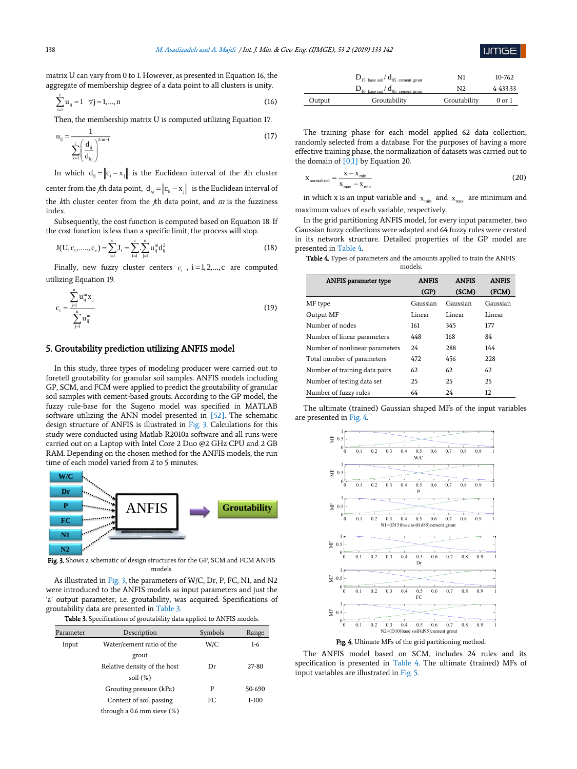matrix U can vary from 0 to 1. However, as presented in Equation 16, the aggregate of membership degree of a data point to all clusters is unity.

$$\sum_{i=1}^{c} u_{ij} = 1 \quad \forall j = 1, ..., n \tag{16}$$

Then, the membership matrix U is computed utilizing Equation 17.

$$u_{ij} = \frac{1}{\sum_{k=1}^{c} \left( \frac{d_{ij}}{d_{kj}} \right)^{2/m-1}} \tag{17}$$

In which $d_{ij} = \|c_i - x_j\|$ is the Euclidean interval of the *i*th cluster center from the *j*th data point, $d_{kj} = \|c_k - x_j\|$ is the Euclidean interval of the *k*th cluster center from the *j*th data point, and *m* is the fuzziness index.

Subsequently, the cost function is computed based on Equation 18. If the cost function is less than a specific limit, the process will stop.

$$J(U, c_1, ......, c_c) = \sum_{i=1}^{c} J_i = \sum_{i=1}^{c} \sum_{j=1}^{n} u_{ij}^m d_{ij}^2 \tag{18}$$

Finally, new fuzzy cluster centers $c_i$, $i = 1, 2, ..., c$ are computed utilizing Equation 19.

$$c_i = \frac{\sum_{j=1}^{n} u_{ij}^m x_j}{\sum_{j=1}^{n} u_{ij}^m} \tag{19}$$

## 5. Groutability prediction utilizing ANFIS model

In this study, three types of modeling producer were carried out to foretell groutability for granular soil samples. ANFIS models including GP, SCM, and FCM were applied to predict the groutability of granular soil samples with cement-based grouts. According to the GP model, the fuzzy rule-base for the Sugeno model was specified in MATLAB software utilizing the ANN model presented in [52]. The schematic design structure of ANFIS is illustrated in Fig. 3. Calculations for this study were conducted using Matlab R2010a software and all runs were carried out on a Laptop with Intel Core 2 Duo @2 GHz CPU and 2 GB RAM. Depending on the chosen method for the ANFIS models, the run time of each model varied from 2 to 5 minutes.

Fig. 3. Shows a schematic of design structures for the GP, SCM and FCM ANFIS models.

As illustrated in Fig. 3, the parameters of W/C, Dr, P, FC, N1, and N2 were introduced to the ANFIS models as input parameters and just the 'a' output parameter, i.e. groutability, was acquired. Specifications of groutability data are presented in Table 3.

Table 3. Specifications of groutability data applied to ANFIS models.

| Parameter | Description | Symbols | Range |
|---|---|---|---|
| Input | Water/cement ratio of the grout | W/C | 1-6 |
| | Relative density of the host soil (%) | Dr | 27-80 |
| | Grouting pressure (kPa) | P | 50-690 |
| | Content of soil passing through a 0.6 mm sieve (%) | FC | 1-100 |
| | $D_{15\ base\ soil}/d_{85\ cement\ grout}$ | N1 | 10-762 |
| | $D_{10\ base\ soil}/d_{95\ cement\ grout}$ | N2 | 4-433.33 |
| Output | Groutability | Groutability | 0 or 1 |

The training phase for each model applied 62 data collection, randomly selected from a database. For the purposes of having a more effective training phase, the normalization of datasets was carried out to the domain of [0,1] by Equation 20.

$$x_{normalized} = \frac{x - x_{min}}{x_{max} - x_{min}} \tag{20}$$

in which x is an input variable and $x_{min}$ and $x_{max}$ are minimum and maximum values of each variable, respectively.

In the grid partitioning ANFIS model, for every input parameter, two Gaussian fuzzy collections were adapted and 64 fuzzy rules were created in its network structure. Detailed properties of the GP model are presented in Table 4.

Table 4. Types of parameters and the amounts applied to train the ANFIS models.

| ANFIS parameter type | ANFIS (GP) | ANFIS (SCM) | ANFIS (FCM) |
|---|---|---|---|
| MF type | Gaussian | Gaussian | Gaussian |
| Output MF | Linear | Linear | Linear |
| Number of nodes | 161 | 345 | 177 |
| Number of linear parameters | 448 | 168 | 84 |
| Number of nonlinear parameters | 24 | 288 | 144 |
| Total number of parameters | 472 | 456 | 228 |
| Number of training data pairs | 62 | 62 | 62 |
| Number of testing data set | 25 | 25 | 25 |
| Number of fuzzy rules | 64 | 24 | 12 |

The ultimate (trained) Gaussian shaped MFs of the input variables are presented in Fig. 4.

Fig. 4. Ultimate MFs of the grid partitioning method.

The ANFIS model based on SCM, includes 24 rules and its specification is presented in Table 4. The ultimate (trained) MFs of input variables are illustrated in Fig. 5.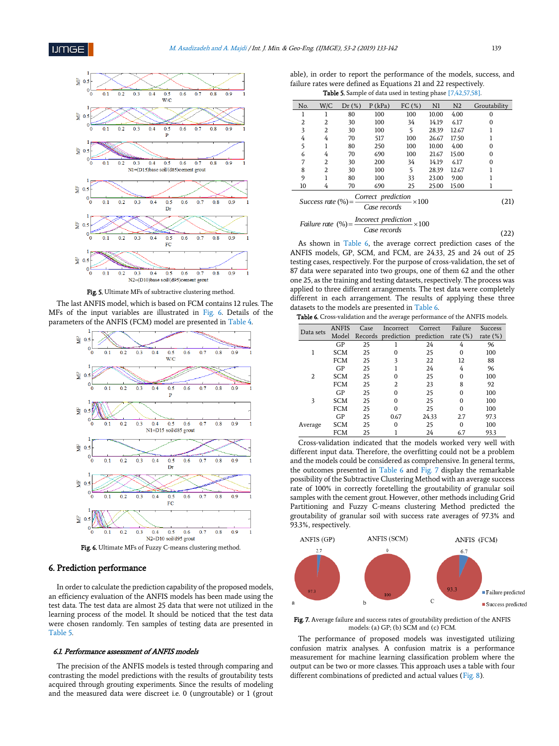Fig. 5. Ultimate MFs of subtractive clustering method.

The last ANFIS model, which is based on FCM contains 12 rules. The MFs of the input variables are illustrated in Fig. 6. Details of the parameters of the ANFIS (FCM) model are presented in Table 4.

Fig. 6. Ultimate MFs of Fuzzy C-means clustering method.

## 6. Prediction performance

In order to calculate the prediction capability of the proposed models, an efficiency evaluation of the ANFIS models has been made using the test data. The test data are almost 25 data that were not utilized in the learning process of the model. It should be noticed that the test data were chosen randomly. Ten samples of testing data are presented in Table 5.

### 6.1. Performance assessment of ANFIS models

The precision of the ANFIS models is tested through comparing and contrasting the model predictions with the results of groutability tests acquired through grouting experiments. Since the results of modeling and the measured data were discreet i.e. 0 (ungroutable) or 1 (groutable), in order to report the performance of the models, success, and failure rates were defined as Equations 21 and 22 respectively.

Table 5. Sample of data used in testing phase [7,42,57,58].

| No. | W/C | Dr (%) | P (kPa) | FC (%) | N1 | N2 | Groutability |
|---|---|---|---|---|---|---|---|
| 1 | 1 | 80 | 100 | 100 | 10.00 | 4.00 | 0 |
| 2 | 2 | 30 | 100 | 34 | 14.19 | 6.17 | 0 |
| 3 | 2 | 30 | 100 | 5 | 28.39 | 12.67 | 1 |
| 4 | 4 | 70 | 517 | 100 | 26.67 | 17.50 | 1 |
| 5 | 1 | 80 | 250 | 100 | 10.00 | 4.00 | 0 |
| 6 | 4 | 70 | 690 | 100 | 21.67 | 15.00 | 0 |
| 7 | 2 | 30 | 200 | 34 | 14.19 | 6.17 | 0 |
| 8 | 2 | 30 | 100 | 5 | 28.39 | 12.67 | 1 |
| 9 | 1 | 80 | 100 | 33 | 23.00 | 9.00 | 1 |
| 10 | 4 | 70 | 690 | 25 | 25.00 | 15.00 | 1 |

$$Success\ rate\ (\%) = \frac{Correct\ \ prediction}{Case\ records} \times 100 \tag{21}$$

$$Failure\ rate\ \ (\%) = \frac{Incorect\ prediction}{Case\ records} \times 100 \tag{22}$$

As shown in Table 6, the average correct prediction cases of the ANFIS models, GP, SCM, and FCM, are 24.33, 25 and 24 out of 25 testing cases, respectively. For the purpose of cross-validation, the set of 87 data were separated into two groups, one of them 62 and the other one 25, as the training and testing datasets, respectively. The process was applied to three different arrangements. The test data were completely different in each arrangement. The results of applying these three datasets to the models are presented in Table 6.

Table 6. Cross-validation and the average performance of the ANFIS models.

| Data sets | ANFIS Model | Case Records | Incorrect prediction | Correct prediction | Failure rate (%) | Success rate (%) |
|---|---|---|---|---|---|---|
| 1 | GP | 25 | 1 | 24 | 4 | 96 |
| | SCM | 25 | 0 | 25 | 0 | 100 |
| | FCM | 25 | 3 | 22 | 12 | 88 |
| 2 | GP | 25 | 1 | 24 | 4 | 96 |
| | SCM | 25 | 0 | 25 | 0 | 100 |
| | FCM | 25 | 2 | 23 | 8 | 92 |
| 3 | GP | 25 | 0 | 25 | 0 | 100 |
| | SCM | 25 | 0 | 25 | 0 | 100 |
| | FCM | 25 | 0 | 25 | 0 | 100 |
| Average | GP | 25 | 0.67 | 24.33 | 2.7 | 97.3 |
| | SCM | 25 | 0 | 25 | 0 | 100 |
| | FCM | 25 | 1 | 24 | 6.7 | 93.3 |

Cross-validation indicated that the models worked very well with different input data. Therefore, the overfitting could not be a problem and the models could be considered as comprehensive. In general terms, the outcomes presented in Table 6 and Fig. 7 display the remarkable possibility of the Subtractive Clustering Method with an average success rate of 100% in correctly foretelling the groutability of granular soil samples with the cement grout. However, other methods including Grid Partitioning and Fuzzy C-means clustering Method predicted the groutability of granular soil with success rate averages of 97.3% and 93.3%, respectively.

Fig. 7. Average failure and success rates of groutability prediction of the ANFIS models: (a) GP; (b) SCM and (c) FCM.

The performance of proposed models was investigated utilizing confusion matrix analyses. A confusion matrix is a performance measurement for machine learning classification problem where the output can be two or more classes. This approach uses a table with four different combinations of predicted and actual values (Fig. 8).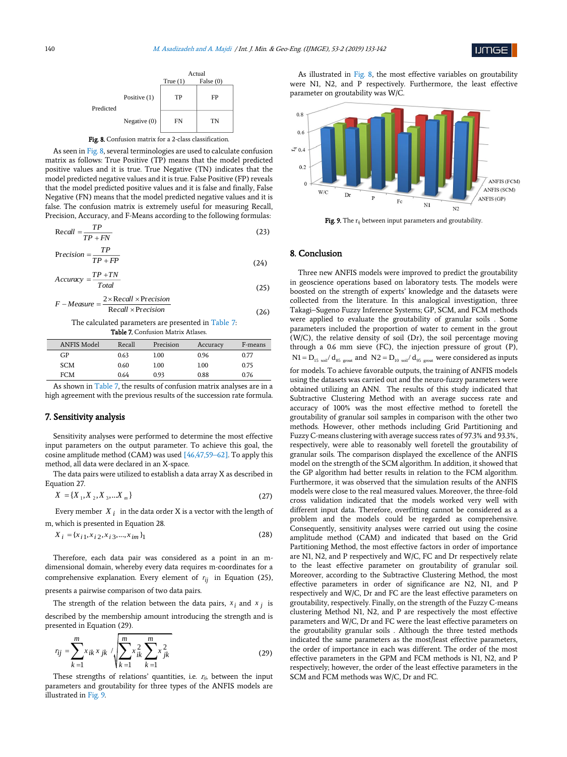|  |  | Actual |  |
|---|---|---|---|
|  |  | True (1) | False (0) |
| Predicted | Positive (1) | TP | FP |
|  | Negative (0) | FN | TN |

**Fig. 8.** Confusion matrix for a 2-class classification.

As seen in Fig. 8, several terminologies are used to calculate confusion matrix as follows: True Positive (TP) means that the model predicted positive values and it is true. True Negative (TN) indicates that the model predicted negative values and it is true. False Positive (FP) reveals that the model predicted positive values and it is false and finally, False Negative (FN) means that the model predicted negative values and it is false. The confusion matrix is extremely useful for measuring Recall, Precision, Accuracy, and F-Means according to the following formulas:

$$\text{Recall} = \frac{TP}{TP + FN} \tag{23}$$

$$\text{Precision} = \frac{TP}{TP + FP} \tag{24}$$

$$\text{Accuracy} = \frac{TP + TN}{Total} \tag{25}$$

$$F-Measure = \frac{2 \times \text{Recall} \times \text{Precision}}{\text{Recall} \times \text{Precision}} \tag{26}$$

The calculated parameters are presented in Table 7:

**Table 7.** Confusion Matrix Atlases.

| ANFIS Model | Recall | Precision | Accuracy | F-means |
|---|---|---|---|---|
| GP | 0.63 | 1.00 | 0.96 | 0.77 |
| SCM | 0.60 | 1.00 | 1.00 | 0.75 |
| FCM | 0.64 | 0.93 | 0.88 | 0.76 |

As shown in Table 7, the results of confusion matrix analyses are in a high agreement with the previous results of the succession rate formula.

## 7. Sensitivity analysis

Sensitivity analyses were performed to determine the most effective input parameters on the output parameter. To achieve this goal, the cosine amplitude method (CAM) was utilized [46,47,59–62]. To apply this method, all data were declared in an X-space.

The data pairs were utilized to establish a data array X as described in Equation 27.

$$X = \{X_1, X_2, X_3, \ldots X_m\} \tag{27}$$

Every member $X_i$ in the data order X is a vector with the length of m, which is presented in Equation 28.

$$X_i = \{x_{i1}, x_{i2}, x_{i3}, \ldots, x_{im}\}_1 \tag{28}$$

Therefore, each data pair was considered as a point in an m-dimensional domain, whereby every data requires m-coordinates for a comprehensive explanation. Every element of $r_{ij}$ in Equation (25), presents a pairwise comparison of two data pairs.

The strength of the relation between the data pairs, $x_i$ and $x_j$ is described by the membership amount introducing the strength and is presented in Equation (29).

$$r_{ij} = \sum_{k=1}^{m} x_{ik} x_{jk} \Big/ \sqrt{\sum_{k=1}^{m} x_{ik}^2 \sum_{k=1}^{m} x_{jk}^2} \tag{29}$$

These strengths of relations' quantities, i.e. $r_{ij}$, between the input parameters and groutability for three types of the ANFIS models are illustrated in Fig. 9.

As illustrated in Fig. 8, the most effective variables on groutability were N1, N2, and P respectively. Furthermore, the least effective parameter on groutability was W/C.

**Fig. 9.** The $r_{ij}$ between input parameters and groutability.

## 8. Conclusion

Three new ANFIS models were improved to predict the groutability in geoscience operations based on laboratory tests. The models were boosted on the strength of experts' knowledge and the datasets were collected from the literature. In this analogical investigation, three Takagi–Sugeno Fuzzy Inference Systems; GP, SCM, and FCM methods were applied to evaluate the groutability of granular soils . Some parameters included the proportion of water to cement in the grout (W/C), the relative density of soil (Dr), the soil percentage moving through a 0.6 mm sieve (FC), the injection pressure of grout (P), $N1 = D_{15\ soil}/d_{85\ grout}$ and $N2 = D_{10\ soil}/d_{95\ grout}$ were considered as inputs for models. To achieve favorable outputs, the training of ANFIS models using the datasets was carried out and the neuro-fuzzy parameters were obtained utilizing an ANN. The results of this study indicated that Subtractive Clustering Method with an average success rate and accuracy of 100% was the most effective method to foretell the groutability of granular soil samples in comparison with the other two methods. However, other methods including Grid Partitioning and Fuzzy C-means clustering with average success rates of 97.3% and 93.3%, respectively, were able to reasonably well foretell the groutability of granular soils. The comparison displayed the excellence of the ANFIS model on the strength of the SCM algorithm. In addition, it showed that the GP algorithm had better results in relation to the FCM algorithm. Furthermore, it was observed that the simulation results of the ANFIS models were close to the real measured values. Moreover, the three-fold cross validation indicated that the models worked very well with different input data. Therefore, overfitting cannot be considered as a problem and the models could be regarded as comprehensive. Consequently, sensitivity analyses were carried out using the cosine amplitude method (CAM) and indicated that based on the Grid Partitioning Method, the most effective factors in order of importance are N1, N2, and P respectively and W/C, FC and Dr respectively relate to the least effective parameter on groutability of granular soil. Moreover, according to the Subtractive Clustering Method, the most effective parameters in order of significance are N2, N1, and P respectively and W/C, Dr and FC are the least effective parameters on groutability, respectively. Finally, on the strength of the Fuzzy C-means clustering Method N1, N2, and P are respectively the most effective parameters and W/C, Dr and FC were the least effective parameters on the groutability granular soils . Although the three tested methods indicated the same parameters as the most/least effective parameters, the order of importance in each was different. The order of the most effective parameters in the GPM and FCM methods is N1, N2, and P respectively; however, the order of the least effective parameters in the SCM and FCM methods was W/C, Dr and FC.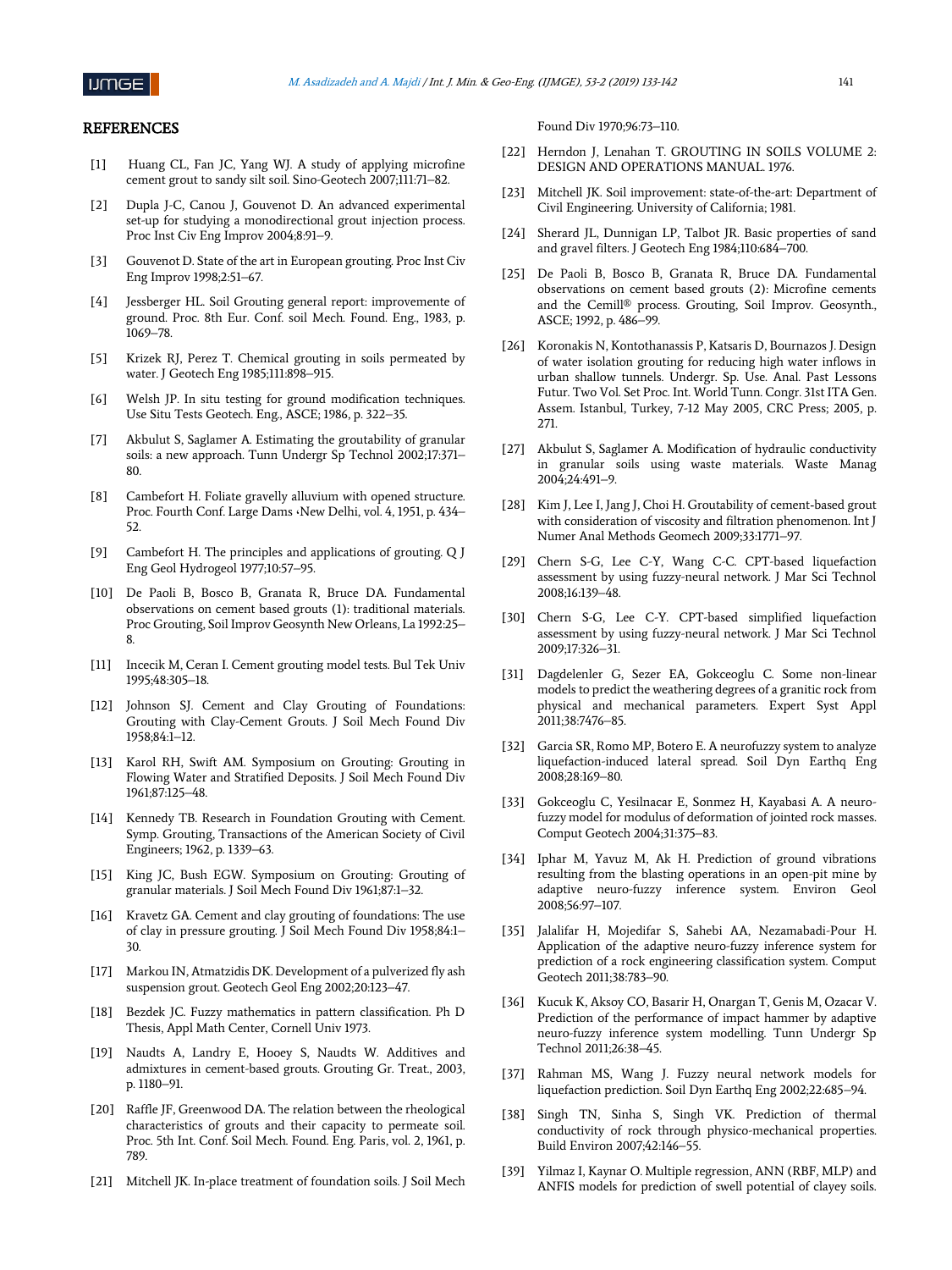## REFERENCES

[1] Huang CL, Fan JC, Yang WJ. A study of applying microfine cement grout to sandy silt soil. Sino-Geotech 2007;111:71–82.

[2] Dupla J-C, Canou J, Gouvenot D. An advanced experimental set-up for studying a monodirectional grout injection process. Proc Inst Civ Eng Improv 2004;8:91–9.

[3] Gouvenot D. State of the art in European grouting. Proc Inst Civ Eng Improv 1998;2:51–67.

[4] Jessberger HL. Soil Grouting general report: improvemente of ground. Proc. 8th Eur. Conf. soil Mech. Found. Eng., 1983, p. 1069–78.

[5] Krizek RJ, Perez T. Chemical grouting in soils permeated by water. J Geotech Eng 1985;111:898–915.

[6] Welsh JP. In situ testing for ground modification techniques. Use Situ Tests Geotech. Eng., ASCE; 1986, p. 322–35.

[7] Akbulut S, Saglamer A. Estimating the groutability of granular soils: a new approach. Tunn Undergr Sp Technol 2002;17:371–80.

[8] Cambefort H. Foliate gravelly alluvium with opened structure. Proc. Fourth Conf. Large Dams ‹New Delhi, vol. 4, 1951, p. 434–52.

[9] Cambefort H. The principles and applications of grouting. Q J Eng Geol Hydrogeol 1977;10:57–95.

[10] De Paoli B, Bosco B, Granata R, Bruce DA. Fundamental observations on cement based grouts (1): traditional materials. Proc Grouting, Soil Improv Geosynth New Orleans, La 1992:25–8.

[11] Incecik M, Ceran I. Cement grouting model tests. Bul Tek Univ 1995;48:305–18.

[12] Johnson SJ. Cement and Clay Grouting of Foundations: Grouting with Clay-Cement Grouts. J Soil Mech Found Div 1958;84:1–12.

[13] Karol RH, Swift AM. Symposium on Grouting: Grouting in Flowing Water and Stratified Deposits. J Soil Mech Found Div 1961;87:125–48.

[14] Kennedy TB. Research in Foundation Grouting with Cement. Symp. Grouting, Transactions of the American Society of Civil Engineers; 1962, p. 1339–63.

[15] King JC, Bush EGW. Symposium on Grouting: Grouting of granular materials. J Soil Mech Found Div 1961;87:1–32.

[16] Kravetz GA. Cement and clay grouting of foundations: The use of clay in pressure grouting. J Soil Mech Found Div 1958;84:1–30.

[17] Markou IN, Atmatzidis DK. Development of a pulverized fly ash suspension grout. Geotech Geol Eng 2002;20:123–47.

[18] Bezdek JC. Fuzzy mathematics in pattern classification. Ph D Thesis, Appl Math Center, Cornell Univ 1973.

[19] Naudts A, Landry E, Hooey S, Naudts W. Additives and admixtures in cement-based grouts. Grouting Gr. Treat., 2003, p. 1180–91.

[20] Raffle JF, Greenwood DA. The relation between the rheological characteristics of grouts and their capacity to permeate soil. Proc. 5th Int. Conf. Soil Mech. Found. Eng. Paris, vol. 2, 1961, p. 789.

[21] Mitchell JK. In-place treatment of foundation soils. J Soil Mech Found Div 1970;96:73–110.

[22] Herndon J, Lenahan T. GROUTING IN SOILS VOLUME 2: DESIGN AND OPERATIONS MANUAL. 1976.

[23] Mitchell JK. Soil improvement: state-of-the-art: Department of Civil Engineering. University of California; 1981.

[24] Sherard JL, Dunnigan LP, Talbot JR. Basic properties of sand and gravel filters. J Geotech Eng 1984;110:684–700.

[25] De Paoli B, Bosco B, Granata R, Bruce DA. Fundamental observations on cement based grouts (2): Microfine cements and the Cemill® process. Grouting, Soil Improv. Geosynth., ASCE; 1992, p. 486–99.

[26] Koronakis N, Kontothanassis P, Katsaris D, Bournazos J. Design of water isolation grouting for reducing high water inflows in urban shallow tunnels. Undergr. Sp. Use. Anal. Past Lessons Futur. Two Vol. Set Proc. Int. World Tunn. Congr. 31st ITA Gen. Assem. Istanbul, Turkey, 7-12 May 2005, CRC Press; 2005, p. 271.

[27] Akbulut S, Saglamer A. Modification of hydraulic conductivity in granular soils using waste materials. Waste Manag 2004;24:491–9.

[28] Kim J, Lee I, Jang J, Choi H. Groutability of cement-based grout with consideration of viscosity and filtration phenomenon. Int J Numer Anal Methods Geomech 2009;33:1771–97.

[29] Chern S-G, Lee C-Y, Wang C-C. CPT-based liquefaction assessment by using fuzzy-neural network. J Mar Sci Technol 2008;16:139–48.

[30] Chern S-G, Lee C-Y. CPT-based simplified liquefaction assessment by using fuzzy-neural network. J Mar Sci Technol 2009;17:326–31.

[31] Dagdelenler G, Sezer EA, Gokceoglu C. Some non-linear models to predict the weathering degrees of a granitic rock from physical and mechanical parameters. Expert Syst Appl 2011;38:7476–85.

[32] Garcia SR, Romo MP, Botero E. A neurofuzzy system to analyze liquefaction-induced lateral spread. Soil Dyn Earthq Eng 2008;28:169–80.

[33] Gokceoglu C, Yesilnacar E, Sonmez H, Kayabasi A. A neuro-fuzzy model for modulus of deformation of jointed rock masses. Comput Geotech 2004;31:375–83.

[34] Iphar M, Yavuz M, Ak H. Prediction of ground vibrations resulting from the blasting operations in an open-pit mine by adaptive neuro-fuzzy inference system. Environ Geol 2008;56:97–107.

[35] Jalalifar H, Mojedifar S, Sahebi AA, Nezamabadi-Pour H. Application of the adaptive neuro-fuzzy inference system for prediction of a rock engineering classification system. Comput Geotech 2011;38:783–90.

[36] Kucuk K, Aksoy CO, Basarir H, Onargan T, Genis M, Ozacar V. Prediction of the performance of impact hammer by adaptive neuro-fuzzy inference system modelling. Tunn Undergr Sp Technol 2011;26:38–45.

[37] Rahman MS, Wang J. Fuzzy neural network models for liquefaction prediction. Soil Dyn Earthq Eng 2002;22:685–94.

[38] Singh TN, Sinha S, Singh VK. Prediction of thermal conductivity of rock through physico-mechanical properties. Build Environ 2007;42:146–55.

[39] Yilmaz I, Kaynar O. Multiple regression, ANN (RBF, MLP) and ANFIS models for prediction of swell potential of clayey soils.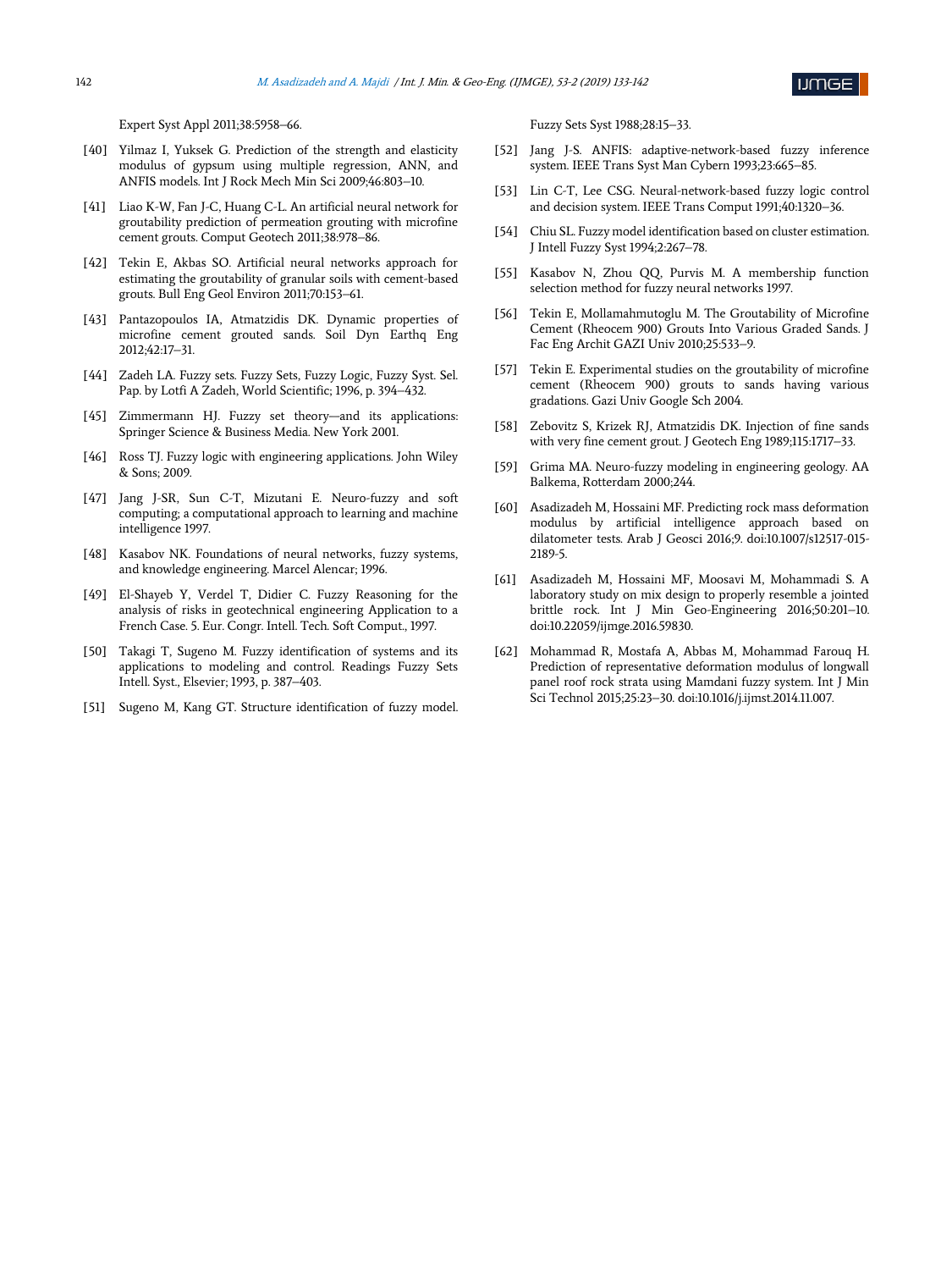Expert Syst Appl 2011;38:5958–66.

[40] Yilmaz I, Yuksek G. Prediction of the strength and elasticity modulus of gypsum using multiple regression, ANN, and ANFIS models. Int J Rock Mech Min Sci 2009;46:803–10.

[41] Liao K-W, Fan J-C, Huang C-L. An artificial neural network for groutability prediction of permeation grouting with microfine cement grouts. Comput Geotech 2011;38:978–86.

[42] Tekin E, Akbas SO. Artificial neural networks approach for estimating the groutability of granular soils with cement-based grouts. Bull Eng Geol Environ 2011;70:153–61.

[43] Pantazopoulos IA, Atmatzidis DK. Dynamic properties of microfine cement grouted sands. Soil Dyn Earthq Eng 2012;42:17–31.

[44] Zadeh LA. Fuzzy sets. Fuzzy Sets, Fuzzy Logic, Fuzzy Syst. Sel. Pap. by Lotfi A Zadeh, World Scientific; 1996, p. 394–432.

[45] Zimmermann HJ. Fuzzy set theory—and its applications: Springer Science & Business Media. New York 2001.

[46] Ross TJ. Fuzzy logic with engineering applications. John Wiley & Sons; 2009.

[47] Jang J-SR, Sun C-T, Mizutani E. Neuro-fuzzy and soft computing; a computational approach to learning and machine intelligence 1997.

[48] Kasabov NK. Foundations of neural networks, fuzzy systems, and knowledge engineering. Marcel Alencar; 1996.

[49] El-Shayeb Y, Verdel T, Didier C. Fuzzy Reasoning for the analysis of risks in geotechnical engineering Application to a French Case. 5. Eur. Congr. Intell. Tech. Soft Comput., 1997.

[50] Takagi T, Sugeno M. Fuzzy identification of systems and its applications to modeling and control. Readings Fuzzy Sets Intell. Syst., Elsevier; 1993, p. 387–403.

[51] Sugeno M, Kang GT. Structure identification of fuzzy model. Fuzzy Sets Syst 1988;28:15–33.

[52] Jang J-S. ANFIS: adaptive-network-based fuzzy inference system. IEEE Trans Syst Man Cybern 1993;23:665–85.

[53] Lin C-T, Lee CSG. Neural-network-based fuzzy logic control and decision system. IEEE Trans Comput 1991;40:1320–36.

[54] Chiu SL. Fuzzy model identification based on cluster estimation. J Intell Fuzzy Syst 1994;2:267–78.

[55] Kasabov N, Zhou QQ, Purvis M. A membership function selection method for fuzzy neural networks 1997.

[56] Tekin E, Mollamahmutoglu M. The Groutability of Microfine Cement (Rheocem 900) Grouts Into Various Graded Sands. J Fac Eng Archit GAZI Univ 2010;25:533–9.

[57] Tekin E. Experimental studies on the groutability of microfine cement (Rheocem 900) grouts to sands having various gradations. Gazi Univ Google Sch 2004.

[58] Zebovitz S, Krizek RJ, Atmatzidis DK. Injection of fine sands with very fine cement grout. J Geotech Eng 1989;115:1717–33.

[59] Grima MA. Neuro-fuzzy modeling in engineering geology. AA Balkema, Rotterdam 2000;244.

[60] Asadizadeh M, Hossaini MF. Predicting rock mass deformation modulus by artificial intelligence approach based on dilatometer tests. Arab J Geosci 2016;9. doi:10.1007/s12517-015-2189-5.

[61] Asadizadeh M, Hossaini MF, Moosavi M, Mohammadi S. A laboratory study on mix design to properly resemble a jointed brittle rock. Int J Min Geo-Engineering 2016;50:201–10. doi:10.22059/ijmge.2016.59830.

[62] Mohammad R, Mostafa A, Abbas M, Mohammad Farouq H. Prediction of representative deformation modulus of longwall panel roof rock strata using Mamdani fuzzy system. Int J Min Sci Technol 2015;25:23–30. doi:10.1016/j.ijmst.2014.11.007.